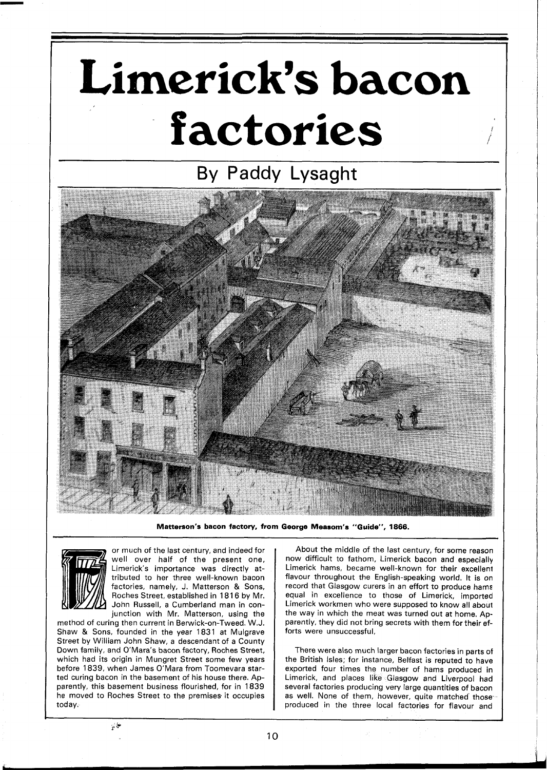# Limerick's bacon factories

## By Paddy Lysaght

Matterson's bacon factory, from George Measom's "Guide", 1866.

For much of the last century, and indeed for well over half of the present one, Limerick's importance was directly attributed to her three well-known bacon factories, namely, J. Matterson & Sons, Roches Street, established in 1816 by Mr. John Russell, a Cumberland man in conjunction with Mr. Matterson, using the method of curing then current in Berwick-on-Tweed. W.J. Shaw & Sons, founded in the year 1831 at Mulgrave Street by William John Shaw, a descendant of a County Down family, and O'Mara's bacon factory, Roches Street, which had its origin in Mungret Street some few years before 1839, when James O'Mara from Toomevara started curing bacon in the basement of his house there. Apparently, this basement business flourished, for in 1839 he moved to Roches Street to the premises it occupies today.

About the middle of the last century, for some reason now difficult to fathom, Limerick bacon and especially Limerick hams, became well-known for their excellent flavour throughout the English-speaking world. It is on record that Glasgow curers in an effort to produce hams equal in excellence to those of Limerick, imported Limerick workmen who were supposed to know all about the way in which the meat was turned out at home. Apparently, they did not bring secrets with them for their efforts were unsuccessful.

There were also much larger bacon factories in parts of the British Isles; for instance, Belfast is reputed to have exported four times the number of hams produced in Limerick, and places like Glasgow and Liverpool had several factories producing very large quantities of bacon as well. None of them, however, quite matched those produced in the three local factories for flavour and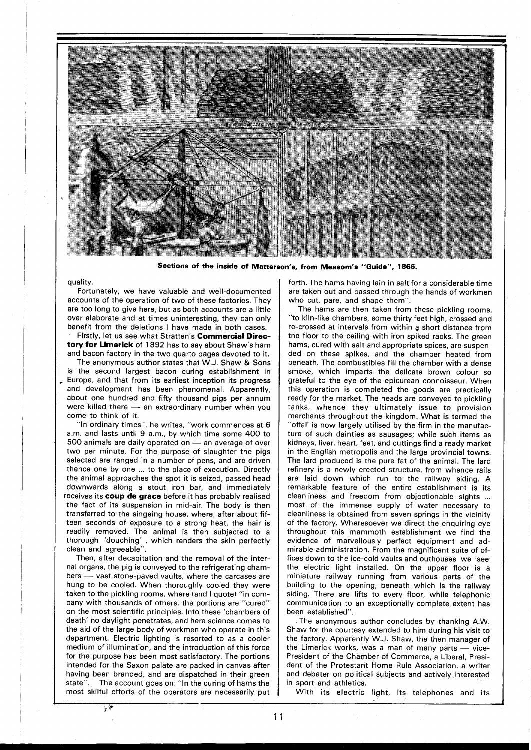**Sections of the inside of Matterson's, from Measom's "Guide", 1866.**

quality.

Fortunately, we have valuable and well-documented accounts of the operation of two of these factories. They are too long to give here, but as both accounts are a little over elaborate and at times uninteresting, they can only benefit from the deletions I have made in both cases.

Firstly, let us see what Stratten's **Commercial Directory for Limerick** of 1892 has to say about Shaw's ham and bacon factory in the two quarto pages devoted to it.

The anonymous author states that W.J. Shaw & Sons is the second largest bacon curing establishment in Europe, and that from its earliest inception its progress and development has been phenomenal. Apparently, about one hundred and fifty thousand pigs per annum were killed there — an extraordinary number when you come to think of it.

"In ordinary times", he writes, "work commences at 6 a.m. and lasts until 9 a.m., by which time some 400 to 500 animals are daily operated on — an average of over two per minute. For the purpose of slaughter the pigs selected are ranged in a number of pens, and are driven thence one by one ... to the place of execution. Directly the animal approaches the spot it is seized, passed head downwards along a stout iron bar, and immediately receives its **coup de grace** before it has probably realised the fact of its suspension in mid-air. The body is then transferred to the singeing house, where, after about fifteen seconds of exposure to a strong heat, the hair is readily removed. The animal is then subjected to a thorough 'douching', which renders the skin perfectly clean and agreeable".

Then, after decapitation and the removal of the internal organs, the pig is conveyed to the refrigerating chambers — vast stone-paved vaults, where the carcases are hung to be cooled. When thoroughly cooled they were taken to the pickling rooms, where (and I quote) "in company with thousands of others, the portions are "cured" on the most scientific principles. Into these 'chambers of death' no daylight penetrates, and here science comes to the aid of the large body of workmen who operate in this department. Electric lighting is resorted to as a cooler medium of illumination, and the introduction of this force for the purpose has been most satisfactory. The portions intended for the Saxon palate are packed in canvas after having been branded, and are dispatched in their green state". The account goes on: "In the curing of hams the most skilful efforts of the operators are necessarily put forth. The hams having lain in salt for a considerable time are taken out and passed through the hands of workmen who cut, pare, and shape them".

The hams are then taken from these pickling rooms, "to kiln-like chambers, some thirty feet high, crossed and re-crossed at intervals from within a short distance from the floor to the ceiling with iron spiked racks. The green hams, cured with salt and appropriate spices, are suspended on these spikes, and the chamber heated from beneath. The combustibles fill the chamber with a dense smoke, which imparts the delicate brown colour so grateful to the eye of the epicurean connoisseur. When this operation is completed the goods are practically ready for the market. The heads are conveyed to pickling tanks, whence they ultimately issue to provision merchants throughout the kingdom. What is termed the "offal" is now largely utilised by the firm in the manufacture of such dainties as sausages; while such items as kidneys, liver, heart, feet, and cuttings find a ready market in the English metropolis and the large provincial towns. The lard produced is the pure fat of the animal. The lard refinery is a newly-erected structure, from whence rails are laid down which run to the railway siding. A remarkable feature of the entire establishment is its cleanliness and freedom from objectionable sights ... most of the immense supply of water necessary to cleanliness is obtained from seven springs in the vicinity of the factory. Wheresoever we direct the enquiring eye throughout this mammoth establishment we find the evidence of marvellously perfect equipment and admirable administration. From the magnificent suite of offices down to the ice-cold vaults and outhouses we see the electric light installed. On the upper floor is a miniature railway running from various parts of the building to the opening, beneath which is the railway siding. There are lifts to every floor, while telephonic communication to an exceptionally complete extent has been established".

The anonymous author concludes by thanking A.W. Shaw for the courtesy extended to him during his visit to the factory. Apparently W.J. Shaw, the then manager of the Limerick works, was a man of many parts — vice-President of the Chamber of Commerce, a Liberal, President of the Protestant Home Rule Association, a writer and debater on political subjects and actively interested in sport and athletics.

With its electric light, its telephones and its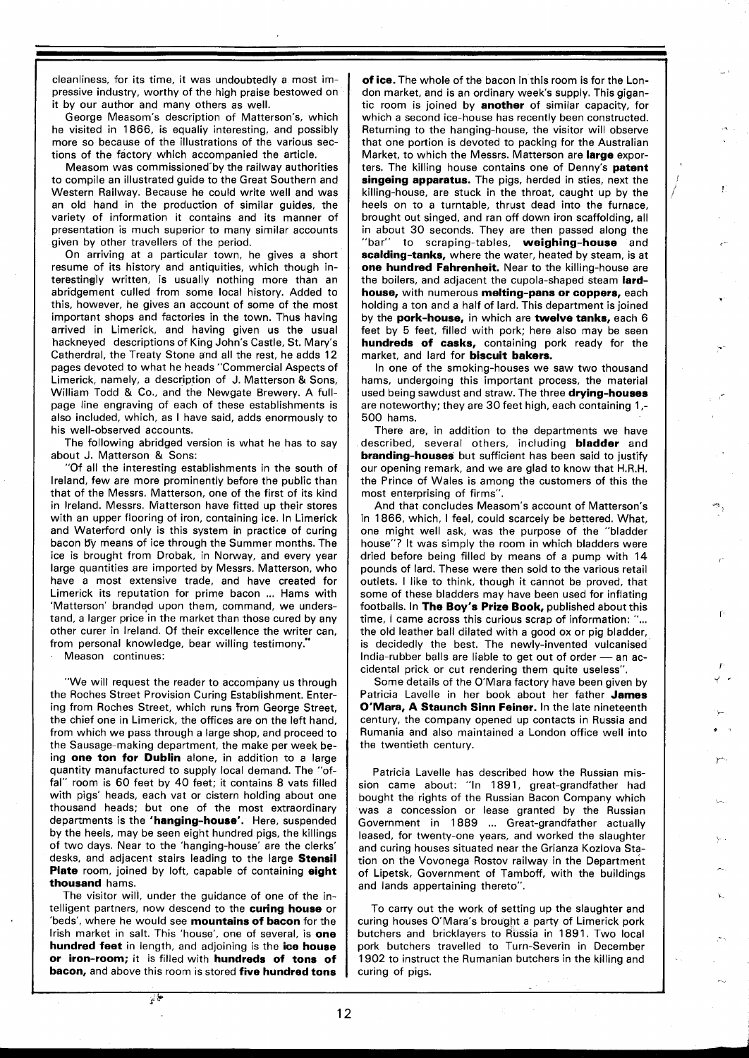cleanliness, for its time, it was undoubtedly a most impressive industry, worthy of the high praise bestowed on it by our author and many others as well.

George Measom's description of Matterson's, which he visited in 1866, is equally interesting, and possibly more so because of the illustrations of the various sections of the factory which accompanied the article.

Measom was commissioned by the railway authorities to compile an illustrated guide to the Great Southern and Western Railway. Because he could write well and was an old hand in the production of similar guides, the variety of information it contains and its manner of presentation is much superior to many similar accounts given by other travellers of the period.

On arriving at a particular town, he gives a short resume of its history and antiquities, which though interestingly written, is usually nothing more than an abridgement culled from some local history. Added to this, however, he gives an account of some of the most important shops and factories in the town. Thus having arrived in Limerick, and having given us the usual hackneyed descriptions of King John's Castle, St. Mary's Catherdral, the Treaty Stone and all the rest, he adds 12 pages devoted to what he heads "Commercial Aspects of Limerick, namely, a description of J. Matterson & Sons, William Todd & Co., and the Newgate Brewery. A full-page line engraving of each of these establishments is also included, which, as I have said, adds enormously to his well-observed accounts.

The following abridged version is what he has to say about J. Matterson & Sons:

"Of all the interesting establishments in the south of Ireland, few are more prominently before the public than that of the Messrs. Matterson, one of the first of its kind in Ireland. Messrs. Matterson have fitted up their stores with an upper flooring of iron, containing ice. In Limerick and Waterford only is this system in practice of curing bacon by means of ice through the Summer months. The ice is brought from Drobak, in Norway, and every year large quantities are imported by Messrs. Matterson, who have a most extensive trade, and have created for Limerick its reputation for prime bacon ... Hams with 'Matterson' branded upon them, command, we understand, a larger price in the market than those cured by any other curer in Ireland. Of their excellence the writer can, from personal knowledge, bear willing testimony."

Meason continues:

"We will request the reader to accompany us through the Roches Street Provision Curing Establishment. Entering from Roches Street, which runs from George Street, the chief one in Limerick, the offices are on the left hand, from which we pass through a large shop, and proceed to the Sausage-making department, the make per week being **one ton for Dublin** alone, in addition to a large quantity manufactured to supply local demand. The "offal" room is 60 feet by 40 feet; it contains 8 vats filled with pigs' heads, each vat or cistern holding about one thousand heads; but one of the most extraordinary departments is the **'hanging-house'**. Here, suspended by the heels, may be seen eight hundred pigs, the killings of two days. Near to the 'hanging-house' are the clerks' desks, and adjacent stairs leading to the large **Stensil Plate** room, joined by loft, capable of containing **eight thousand** hams.

The visitor will, under the guidance of one of the intelligent partners, now descend to the **curing house** or 'beds', where he would see **mountains of bacon** for the Irish market in salt. This 'house', one of several, is **one hundred feet** in length, and adjoining is the **ice house or iron-room;** it is filled with **hundreds of tons of bacon,** and above this room is stored **five hundred tons of ice.** The whole of the bacon in this room is for the London market, and is an ordinary week's supply. This gigantic room is joined by **another** of similar capacity, for which a second ice-house has recently been constructed. Returning to the hanging-house, the visitor will observe that one portion is devoted to packing for the Australian Market, to which the Messrs. Matterson are **large** exporters. The killing house contains one of Denny's **patent singeing apparatus.** The pigs, herded in sties, next the killing-house, are stuck in the throat, caught up by the heels on to a turntable, thrust dead into the furnace, brought out singed, and ran off down iron scaffolding, all in about 30 seconds. They are then passed along the "bar" to scraping-tables, **weighing-house** and **scalding-tanks,** where the water, heated by steam, is at **one hundred Fahrenheit.** Near to the killing-house are the boilers, and adjacent the cupola-shaped steam **lard-house,** with numerous **melting-pans or coppers,** each holding a ton and a half of lard. This department is joined by the **pork-house,** in which are **twelve tanks,** each 6 feet by 5 feet, filled with pork; here also may be seen **hundreds of casks,** containing pork ready for the market, and lard for **biscuit bakers.**

In one of the smoking-houses we saw two thousand hams, undergoing this important process, the material used being sawdust and straw. The three **drying-houses** are noteworthy; they are 30 feet high, each containing 1,500 hams.

There are, in addition to the departments we have described, several others, including **bladder** and **branding-houses** but sufficient has been said to justify our opening remark, and we are glad to know that H.R.H. the Prince of Wales is among the customers of this the most enterprising of firms".

And that concludes Measom's account of Matterson's in 1866, which, I feel, could scarcely be bettered. What, one might well ask, was the purpose of the "bladder house"? It was simply the room in which bladders were dried before being filled by means of a pump with 14 pounds of lard. These were then sold to the various retail outlets. I like to think, though it cannot be proved, that some of these bladders may have been used for inflating footballs. In **The Boy's Prize Book,** published about this time, I came across this curious scrap of information: "... the old leather ball dilated with a good ox or pig bladder, is decidedly the best. The newly-invented vulcanised India-rubber balls are liable to get out of order — an accidental prick or cut rendering them quite useless".

Some details of the O'Mara factory have been given by Patricia Lavelle in her book about her father **James O'Mara, A Staunch Sinn Feiner.** In the late nineteenth century, the company opened up contacts in Russia and Rumania and also maintained a London office well into the twentieth century.

Patricia Lavelle has described how the Russian mission came about: "In 1891, great-grandfather had bought the rights of the Russian Bacon Company which was a concession or lease granted by the Russian Government in 1889 ... Great-grandfather actually leased, for twenty-one years, and worked the slaughter and curing houses situated near the Grianza Kozlova Station on the Vovonega Rostov railway in the Department of Lipetsk, Government of Tamboff, with the buildings and lands appertaining thereto".

To carry out the work of setting up the slaughter and curing houses O'Mara's brought a party of Limerick pork butchers and bricklayers to Russia in 1891. Two local pork butchers travelled to Turn-Severin in December 1902 to instruct the Rumanian butchers in the killing and curing of pigs.